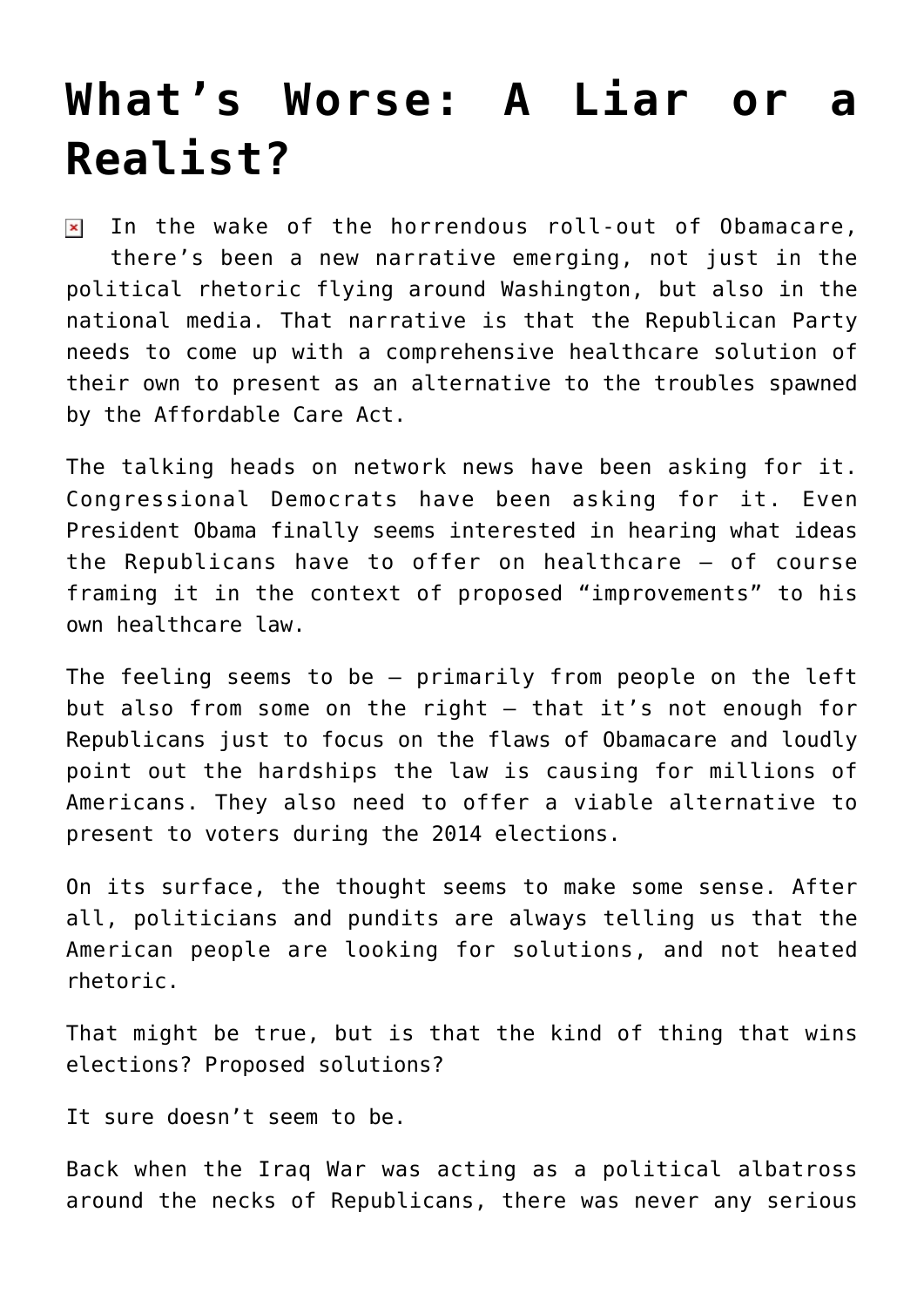# What's Worse: A Liar or a Realist?

In the wake of the horrendous roll-out of Obamacare, there's been a new narrative emerging, not just in the political rhetoric flying around Washington, but also in the national media. That narrative is that the Republican Party needs to come up with a comprehensive healthcare solution of their own to present as an alternative to the troubles spawned by the Affordable Care Act.

The talking heads on network news have been asking for it. Congressional Democrats have been asking for it. Even President Obama finally seems interested in hearing what ideas the Republicans have to offer on healthcare – of course framing it in the context of proposed "improvements" to his own healthcare law.

The feeling seems to be – primarily from people on the left but also from some on the right – that it's not enough for Republicans just to focus on the flaws of Obamacare and loudly point out the hardships the law is causing for millions of Americans. They also need to offer a viable alternative to present to voters during the 2014 elections.

On its surface, the thought seems to make some sense. After all, politicians and pundits are always telling us that the American people are looking for solutions, and not heated rhetoric.

That might be true, but is that the kind of thing that wins elections? Proposed solutions?

It sure doesn't seem to be.

Back when the Iraq War was acting as a political albatross around the necks of Republicans, there was never any serious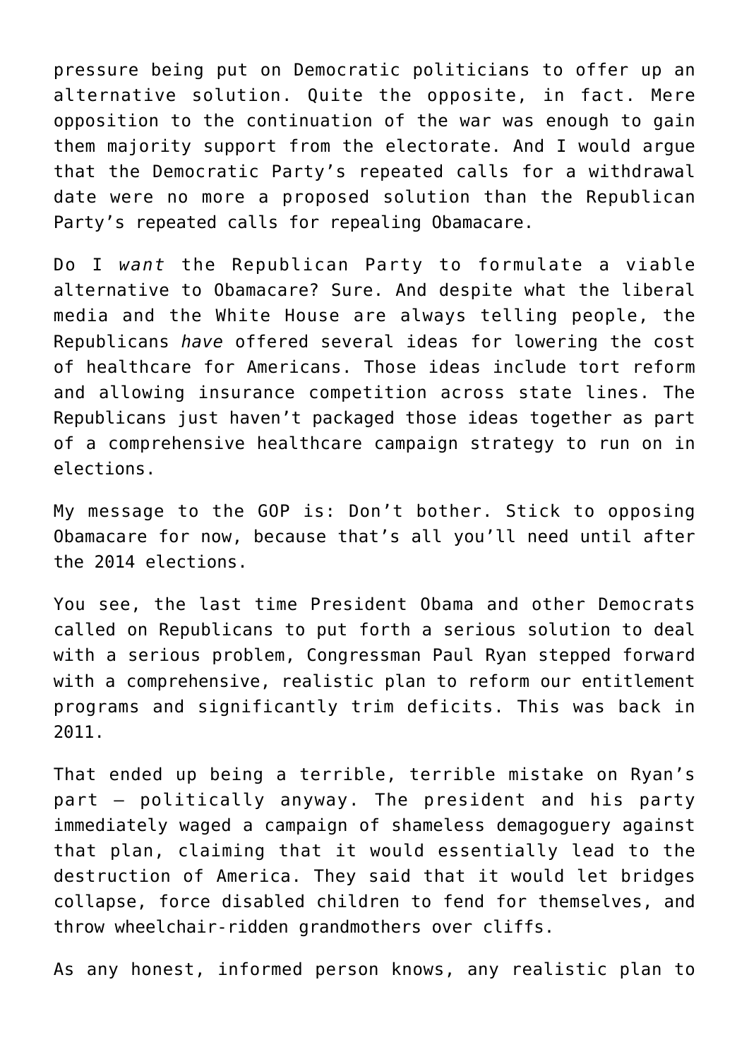pressure being put on Democratic politicians to offer up an alternative solution. Quite the opposite, in fact. Mere opposition to the continuation of the war was enough to gain them majority support from the electorate. And I would argue that the Democratic Party's repeated calls for a withdrawal date were no more a proposed solution than the Republican Party's repeated calls for repealing Obamacare.

Do I *want* the Republican Party to formulate a viable alternative to Obamacare? Sure. And despite what the liberal media and the White House are always telling people, the Republicans *have* offered several ideas for lowering the cost of healthcare for Americans. Those ideas include tort reform and allowing insurance competition across state lines. The Republicans just haven't packaged those ideas together as part of a comprehensive healthcare campaign strategy to run on in elections.

My message to the GOP is: Don't bother. Stick to opposing Obamacare for now, because that's all you'll need until after the 2014 elections.

You see, the last time President Obama and other Democrats called on Republicans to put forth a serious solution to deal with a serious problem, Congressman Paul Ryan stepped forward with a comprehensive, realistic plan to reform our entitlement programs and significantly trim deficits. This was back in 2011.

That ended up being a terrible, terrible mistake on Ryan's part – politically anyway. The president and his party immediately waged a campaign of shameless demagoguery against that plan, claiming that it would essentially lead to the destruction of America. They said that it would let bridges collapse, force disabled children to fend for themselves, and throw wheelchair-ridden grandmothers over cliffs.

As any honest, informed person knows, any realistic plan to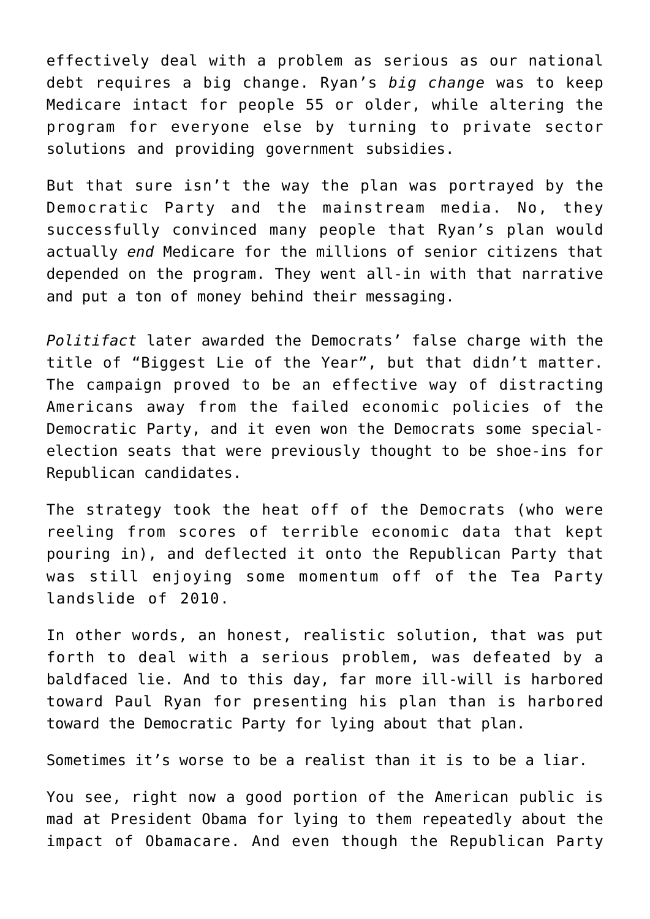effectively deal with a problem as serious as our national debt requires a big change. Ryan's *big change* was to keep Medicare intact for people 55 or older, while altering the program for everyone else by turning to private sector solutions and providing government subsidies.

But that sure isn't the way the plan was portrayed by the Democratic Party and the mainstream media. No, they successfully convinced many people that Ryan's plan would actually *end* Medicare for the millions of senior citizens that depended on the program. They went all-in with that narrative and put a ton of money behind their messaging.

*Politifact* later awarded the Democrats' false charge with the title of "Biggest Lie of the Year", but that didn't matter. The campaign proved to be an effective way of distracting Americans away from the failed economic policies of the Democratic Party, and it even won the Democrats some special-election seats that were previously thought to be shoe-ins for Republican candidates.

The strategy took the heat off of the Democrats (who were reeling from scores of terrible economic data that kept pouring in), and deflected it onto the Republican Party that was still enjoying some momentum off of the Tea Party landslide of 2010.

In other words, an honest, realistic solution, that was put forth to deal with a serious problem, was defeated by a baldfaced lie. And to this day, far more ill-will is harbored toward Paul Ryan for presenting his plan than is harbored toward the Democratic Party for lying about that plan.

Sometimes it's worse to be a realist than it is to be a liar.

You see, right now a good portion of the American public is mad at President Obama for lying to them repeatedly about the impact of Obamacare. And even though the Republican Party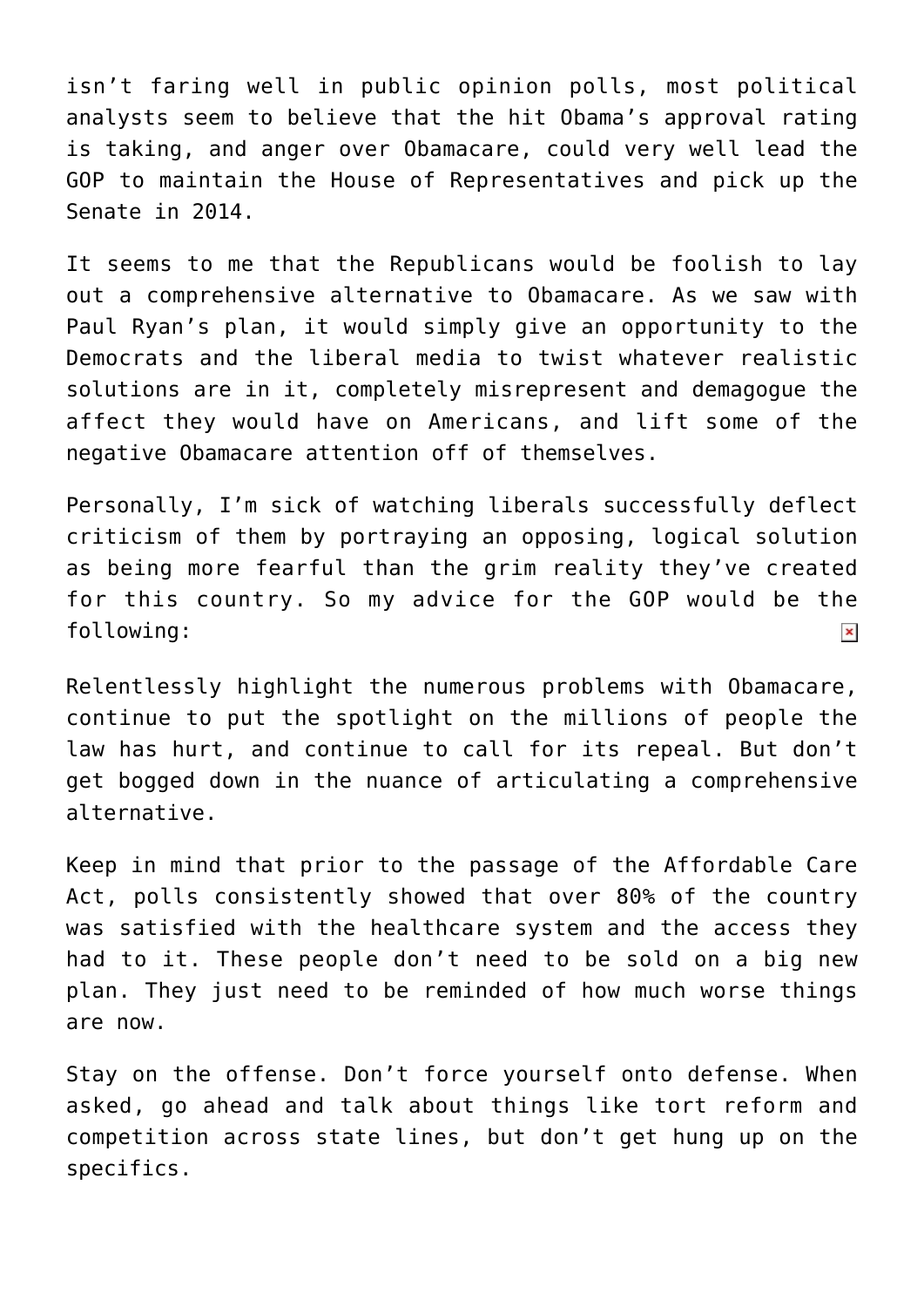isn't faring well in public opinion polls, most political analysts seem to believe that the hit Obama's approval rating is taking, and anger over Obamacare, could very well lead the GOP to maintain the House of Representatives and pick up the Senate in 2014.

It seems to me that the Republicans would be foolish to lay out a comprehensive alternative to Obamacare. As we saw with Paul Ryan's plan, it would simply give an opportunity to the Democrats and the liberal media to twist whatever realistic solutions are in it, completely misrepresent and demagogue the affect they would have on Americans, and lift some of the negative Obamacare attention off of themselves.

Personally, I'm sick of watching liberals successfully deflect criticism of them by portraying an opposing, logical solution as being more fearful than the grim reality they've created for this country. So my advice for the GOP would be the following:

Relentlessly highlight the numerous problems with Obamacare, continue to put the spotlight on the millions of people the law has hurt, and continue to call for its repeal. But don't get bogged down in the nuance of articulating a comprehensive alternative.

Keep in mind that prior to the passage of the Affordable Care Act, polls consistently showed that over 80% of the country was satisfied with the healthcare system and the access they had to it. These people don't need to be sold on a big new plan. They just need to be reminded of how much worse things are now.

Stay on the offense. Don't force yourself onto defense. When asked, go ahead and talk about things like tort reform and competition across state lines, but don't get hung up on the specifics.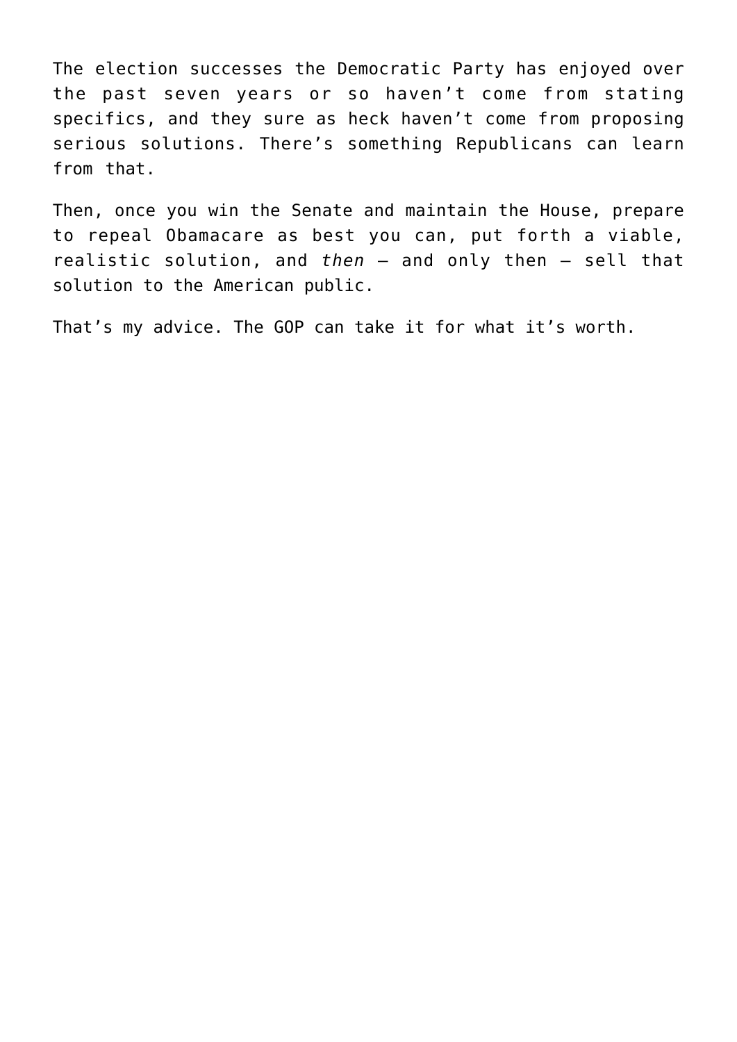The election successes the Democratic Party has enjoyed over the past seven years or so haven't come from stating specifics, and they sure as heck haven't come from proposing serious solutions. There's something Republicans can learn from that.

Then, once you win the Senate and maintain the House, prepare to repeal Obamacare as best you can, put forth a viable, realistic solution, and *then* – and only then – sell that solution to the American public.

That's my advice. The GOP can take it for what it's worth.